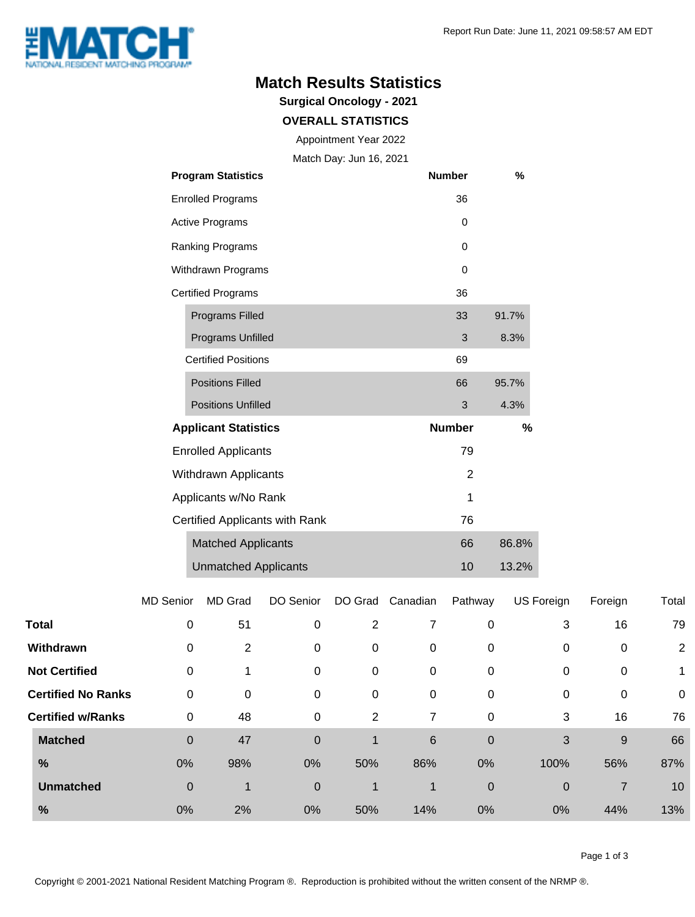# Match Results Statistics

## Surgical Oncology - 2021

### OVERALL STATISTICS

Appointment Year 2022

Match Day: Jun 16, 2021

| Program Statistics | Number | % |
|---|---|---|
| Enrolled Programs | 36 | |
| Active Programs | 0 | |
| Ranking Programs | 0 | |
| Withdrawn Programs | 0 | |
| Certified Programs | 36 | |
| Programs Filled | 33 | 91.7% |
| Programs Unfilled | 3 | 8.3% |
| Certified Positions | 69 | |
| Positions Filled | 66 | 95.7% |
| Positions Unfilled | 3 | 4.3% |

| Applicant Statistics | Number | % |
|---|---|---|
| Enrolled Applicants | 79 | |
| Withdrawn Applicants | 2 | |
| Applicants w/No Rank | 1 | |
| Certified Applicants with Rank | 76 | |
| Matched Applicants | 66 | 86.8% |
| Unmatched Applicants | 10 | 13.2% |

| | MD Senior | MD Grad | DO Senior | DO Grad | Canadian | Pathway | US Foreign | Foreign | Total |
|---|---|---|---|---|---|---|---|---|---|
| **Total** | 0 | 51 | 0 | 2 | 7 | 0 | 3 | 16 | 79 |
| **Withdrawn** | 0 | 2 | 0 | 0 | 0 | 0 | 0 | 0 | 2 |
| **Not Certified** | 0 | 1 | 0 | 0 | 0 | 0 | 0 | 0 | 1 |
| **Certified No Ranks** | 0 | 0 | 0 | 0 | 0 | 0 | 0 | 0 | 0 |
| **Certified w/Ranks** | 0 | 48 | 0 | 2 | 7 | 0 | 3 | 16 | 76 |
| **Matched** | 0 | 47 | 0 | 1 | 6 | 0 | 3 | 9 | 66 |
| **%** | 0% | 98% | 0% | 50% | 86% | 0% | 100% | 56% | 87% |
| **Unmatched** | 0 | 1 | 0 | 1 | 1 | 0 | 0 | 7 | 10 |
| **%** | 0% | 2% | 0% | 50% | 14% | 0% | 0% | 44% | 13% |

Copyright © 2001-2021 National Resident Matching Program ®. Reproduction is prohibited without the written consent of the NRMP ®.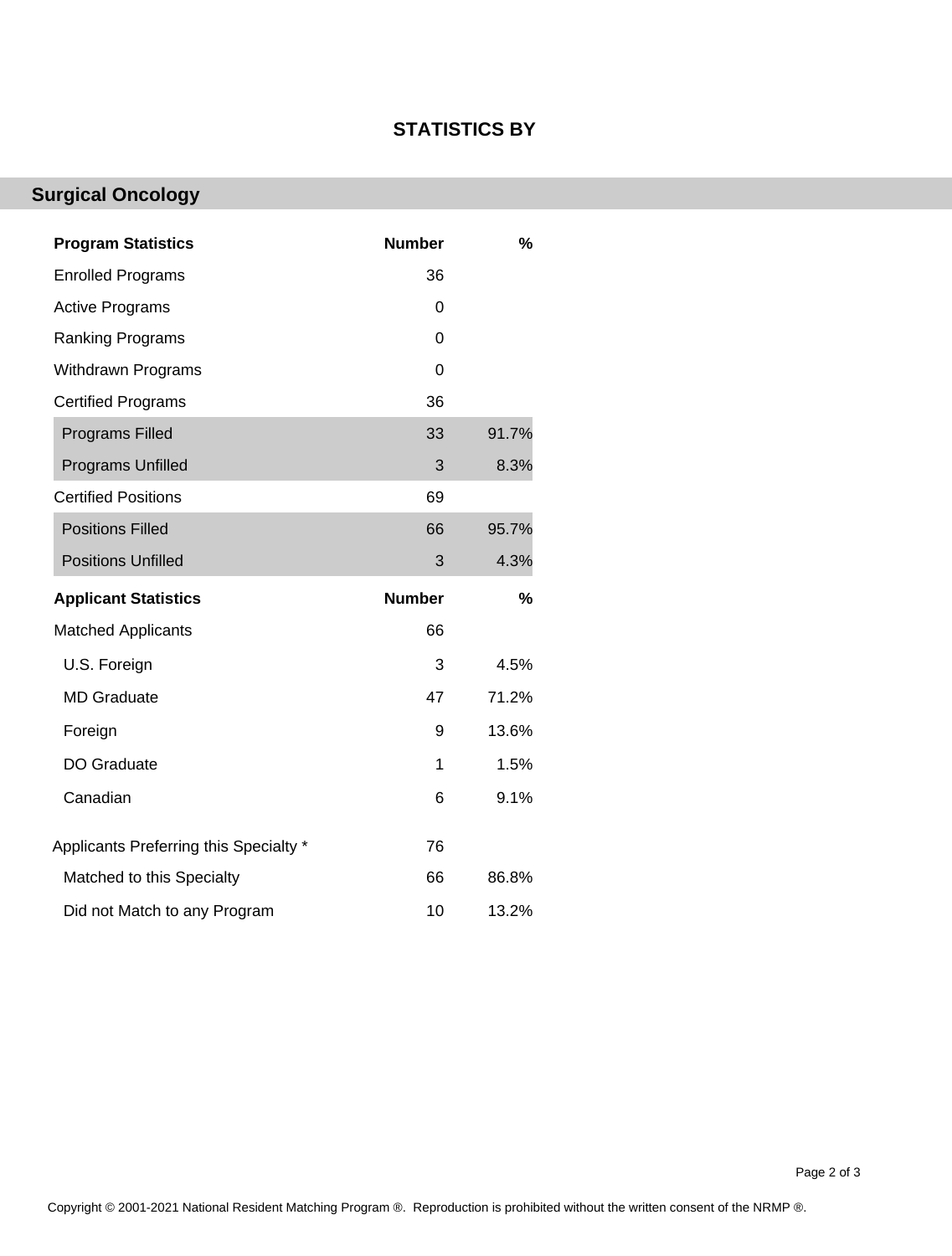## STATISTICS BY

### Surgical Oncology

| Program Statistics | Number | % |
| --- | --- | --- |
| Enrolled Programs | 36 | |
| Active Programs | 0 | |
| Ranking Programs | 0 | |
| Withdrawn Programs | 0 | |
| Certified Programs | 36 | |
| Programs Filled | 33 | 91.7% |
| Programs Unfilled | 3 | 8.3% |
| Certified Positions | 69 | |
| Positions Filled | 66 | 95.7% |
| Positions Unfilled | 3 | 4.3% |

| Applicant Statistics | Number | % |
| --- | --- | --- |
| Matched Applicants | 66 | |
| U.S. Foreign | 3 | 4.5% |
| MD Graduate | 47 | 71.2% |
| Foreign | 9 | 13.6% |
| DO Graduate | 1 | 1.5% |
| Canadian | 6 | 9.1% |
| Applicants Preferring this Specialty * | 76 | |
| Matched to this Specialty | 66 | 86.8% |
| Did not Match to any Program | 10 | 13.2% |

Copyright © 2001-2021 National Resident Matching Program ®. Reproduction is prohibited without the written consent of the NRMP ®.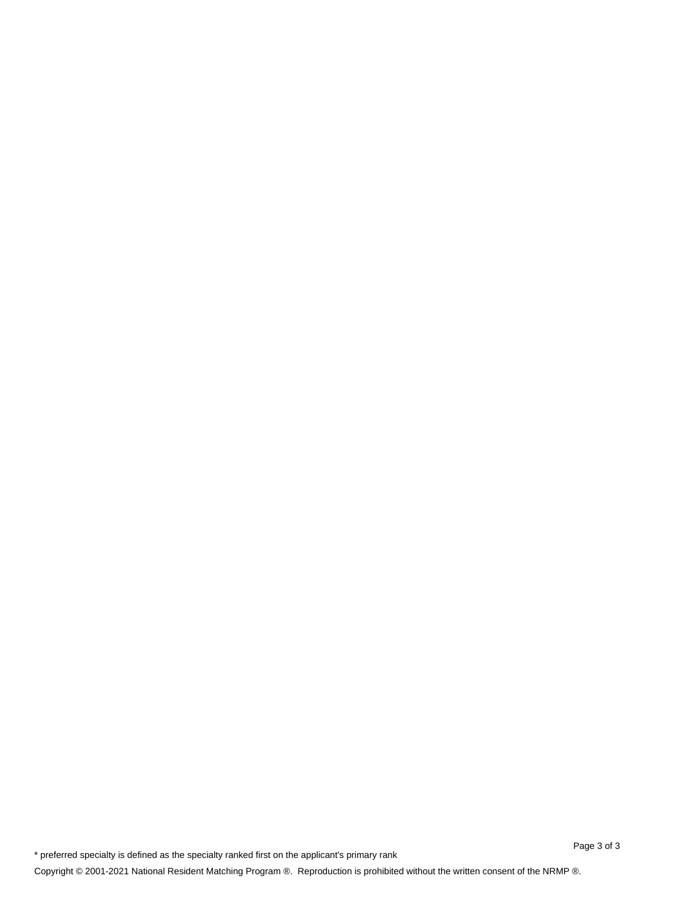* preferred specialty is defined as the specialty ranked first on the applicant's primary rank